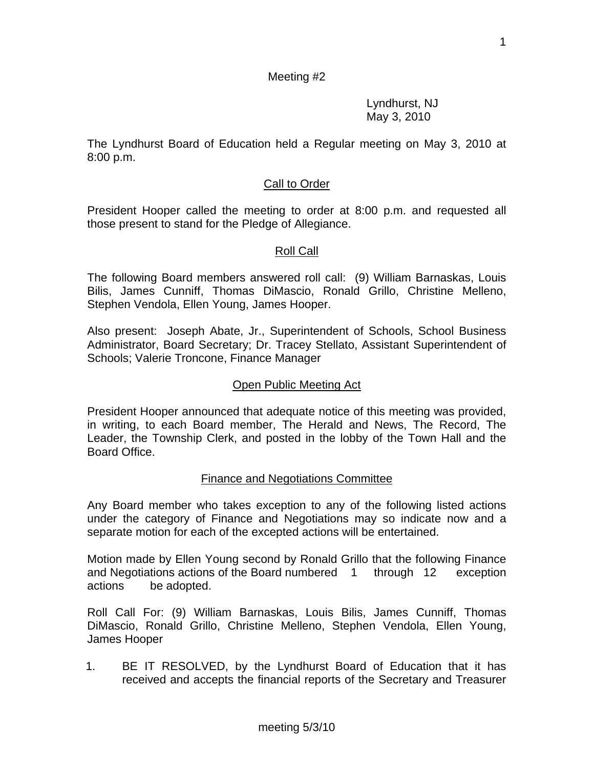Meeting #2

Lyndhurst, NJ
May 3, 2010

The Lyndhurst Board of Education held a Regular meeting on May 3, 2010 at 8:00 p.m.

## Call to Order

President Hooper called the meeting to order at 8:00 p.m. and requested all those present to stand for the Pledge of Allegiance.

## Roll Call

The following Board members answered roll call: (9) William Barnaskas, Louis Bilis, James Cunniff, Thomas DiMascio, Ronald Grillo, Christine Melleno, Stephen Vendola, Ellen Young, James Hooper.

Also present: Joseph Abate, Jr., Superintendent of Schools, School Business Administrator, Board Secretary; Dr. Tracey Stellato, Assistant Superintendent of Schools; Valerie Troncone, Finance Manager

## Open Public Meeting Act

President Hooper announced that adequate notice of this meeting was provided, in writing, to each Board member, The Herald and News, The Record, The Leader, the Township Clerk, and posted in the lobby of the Town Hall and the Board Office.

## Finance and Negotiations Committee

Any Board member who takes exception to any of the following listed actions under the category of Finance and Negotiations may so indicate now and a separate motion for each of the excepted actions will be entertained.

Motion made by Ellen Young second by Ronald Grillo that the following Finance and Negotiations actions of the Board numbered 1 through 12 exception actions be adopted.

Roll Call For: (9) William Barnaskas, Louis Bilis, James Cunniff, Thomas DiMascio, Ronald Grillo, Christine Melleno, Stephen Vendola, Ellen Young, James Hooper

1. BE IT RESOLVED, by the Lyndhurst Board of Education that it has received and accepts the financial reports of the Secretary and Treasurer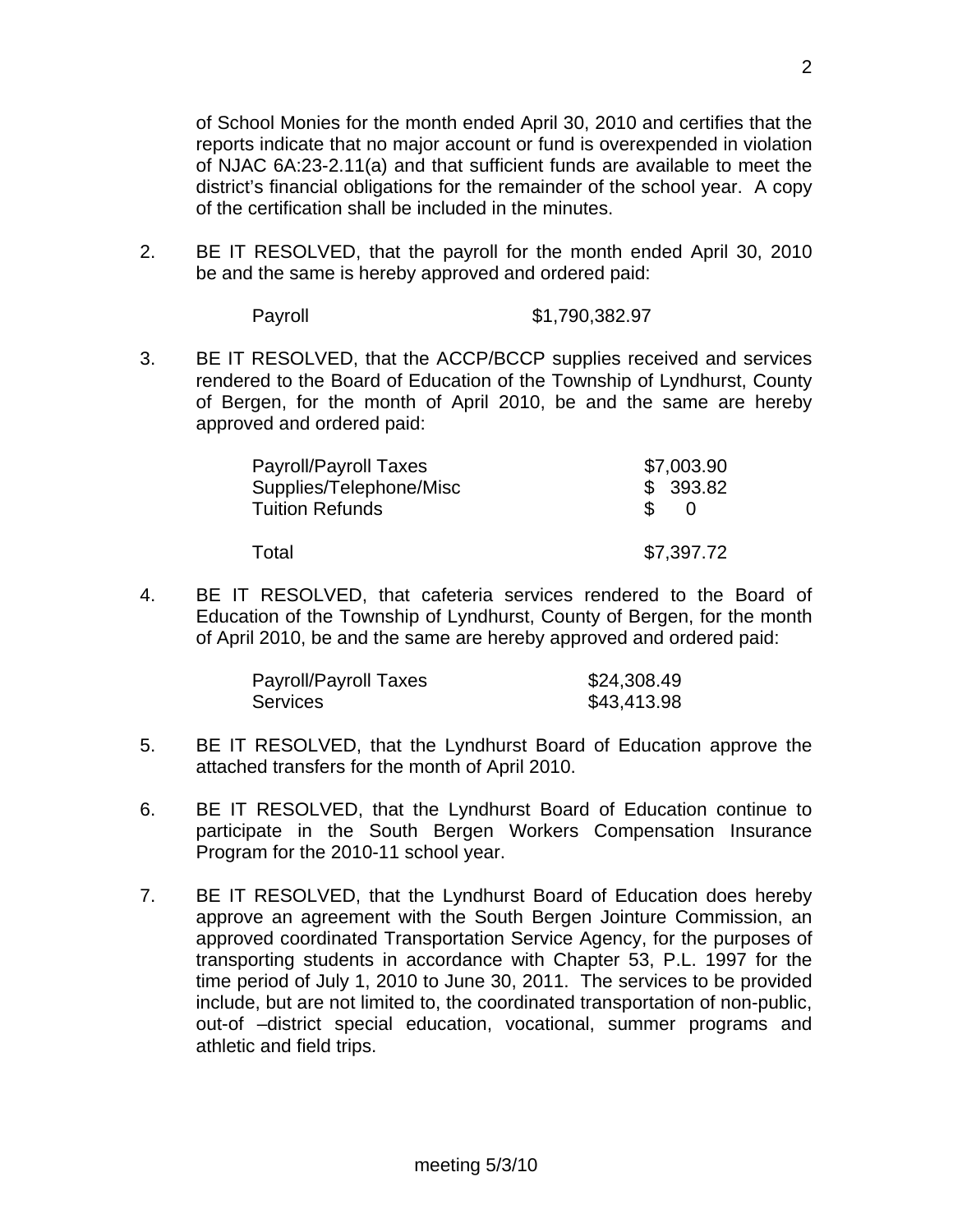of School Monies for the month ended April 30, 2010 and certifies that the reports indicate that no major account or fund is overexpended in violation of NJAC 6A:23-2.11(a) and that sufficient funds are available to meet the district's financial obligations for the remainder of the school year. A copy of the certification shall be included in the minutes.

2. BE IT RESOLVED, that the payroll for the month ended April 30, 2010 be and the same is hereby approved and ordered paid:

| Payroll | $1,790,382.97 |
|---|---|

3. BE IT RESOLVED, that the ACCP/BCCP supplies received and services rendered to the Board of Education of the Township of Lyndhurst, County of Bergen, for the month of April 2010, be and the same are hereby approved and ordered paid:

| | |
|---|---|
| Payroll/Payroll Taxes | $7,003.90 |
| Supplies/Telephone/Misc | $ 393.82 |
| Tuition Refunds | $ 0 |
| Total | $7,397.72 |

4. BE IT RESOLVED, that cafeteria services rendered to the Board of Education of the Township of Lyndhurst, County of Bergen, for the month of April 2010, be and the same are hereby approved and ordered paid:

| | |
|---|---|
| Payroll/Payroll Taxes | $24,308.49 |
| Services | $43,413.98 |

5. BE IT RESOLVED, that the Lyndhurst Board of Education approve the attached transfers for the month of April 2010.

6. BE IT RESOLVED, that the Lyndhurst Board of Education continue to participate in the South Bergen Workers Compensation Insurance Program for the 2010-11 school year.

7. BE IT RESOLVED, that the Lyndhurst Board of Education does hereby approve an agreement with the South Bergen Jointure Commission, an approved coordinated Transportation Service Agency, for the purposes of transporting students in accordance with Chapter 53, P.L. 1997 for the time period of July 1, 2010 to June 30, 2011. The services to be provided include, but are not limited to, the coordinated transportation of non-public, out-of –district special education, vocational, summer programs and athletic and field trips.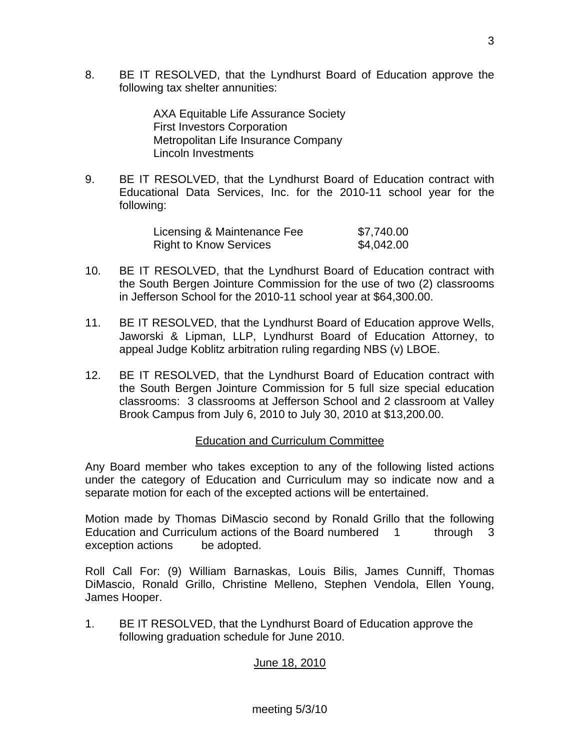8. BE IT RESOLVED, that the Lyndhurst Board of Education approve the following tax shelter annunities:

   AXA Equitable Life Assurance Society
   First Investors Corporation
   Metropolitan Life Insurance Company
   Lincoln Investments

9. BE IT RESOLVED, that the Lyndhurst Board of Education contract with Educational Data Services, Inc. for the 2010-11 school year for the following:

| | |
|---|---|
| Licensing & Maintenance Fee | $7,740.00 |
| Right to Know Services | $4,042.00 |

10. BE IT RESOLVED, that the Lyndhurst Board of Education contract with the South Bergen Jointure Commission for the use of two (2) classrooms in Jefferson School for the 2010-11 school year at $64,300.00.

11. BE IT RESOLVED, that the Lyndhurst Board of Education approve Wells, Jaworski & Lipman, LLP, Lyndhurst Board of Education Attorney, to appeal Judge Koblitz arbitration ruling regarding NBS (v) LBOE.

12. BE IT RESOLVED, that the Lyndhurst Board of Education contract with the South Bergen Jointure Commission for 5 full size special education classrooms: 3 classrooms at Jefferson School and 2 classroom at Valley Brook Campus from July 6, 2010 to July 30, 2010 at $13,200.00.

## Education and Curriculum Committee

Any Board member who takes exception to any of the following listed actions under the category of Education and Curriculum may so indicate now and a separate motion for each of the excepted actions will be entertained.

Motion made by Thomas DiMascio second by Ronald Grillo that the following Education and Curriculum actions of the Board numbered 1 through 3 exception actions be adopted.

Roll Call For: (9) William Barnaskas, Louis Bilis, James Cunniff, Thomas DiMascio, Ronald Grillo, Christine Melleno, Stephen Vendola, Ellen Young, James Hooper.

1. BE IT RESOLVED, that the Lyndhurst Board of Education approve the following graduation schedule for June 2010.

June 18, 2010

meeting 5/3/10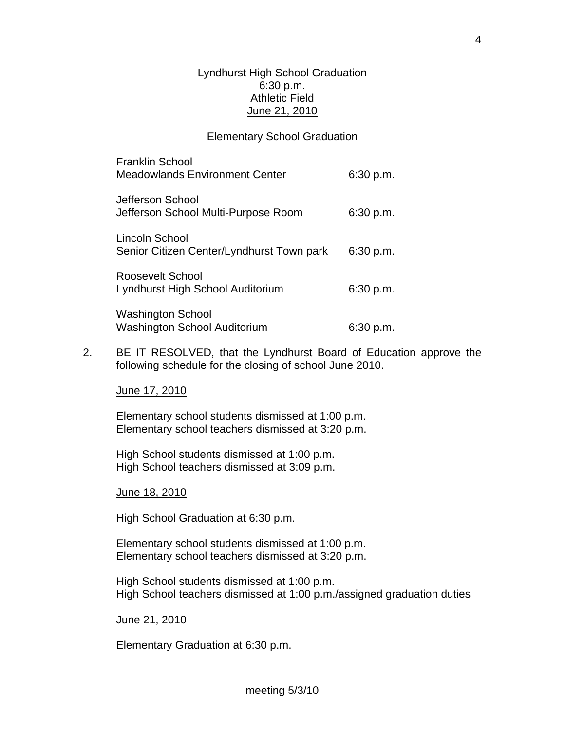Lyndhurst High School Graduation
6:30 p.m.
Athletic Field
June 21, 2010

Elementary School Graduation

| | |
|---|---|
| Franklin School<br>Meadowlands Environment Center | 6:30 p.m. |
| Jefferson School<br>Jefferson School Multi-Purpose Room | 6:30 p.m. |
| Lincoln School<br>Senior Citizen Center/Lyndhurst Town park | 6:30 p.m. |
| Roosevelt School<br>Lyndhurst High School Auditorium | 6:30 p.m. |
| Washington School<br>Washington School Auditorium | 6:30 p.m. |

2. BE IT RESOLVED, that the Lyndhurst Board of Education approve the following schedule for the closing of school June 2010.

   June 17, 2010

   Elementary school students dismissed at 1:00 p.m.
   Elementary school teachers dismissed at 3:20 p.m.

   High School students dismissed at 1:00 p.m.
   High School teachers dismissed at 3:09 p.m.

   June 18, 2010

   High School Graduation at 6:30 p.m.

   Elementary school students dismissed at 1:00 p.m.
   Elementary school teachers dismissed at 3:20 p.m.

   High School students dismissed at 1:00 p.m.
   High School teachers dismissed at 1:00 p.m./assigned graduation duties

   June 21, 2010

   Elementary Graduation at 6:30 p.m.

meeting 5/3/10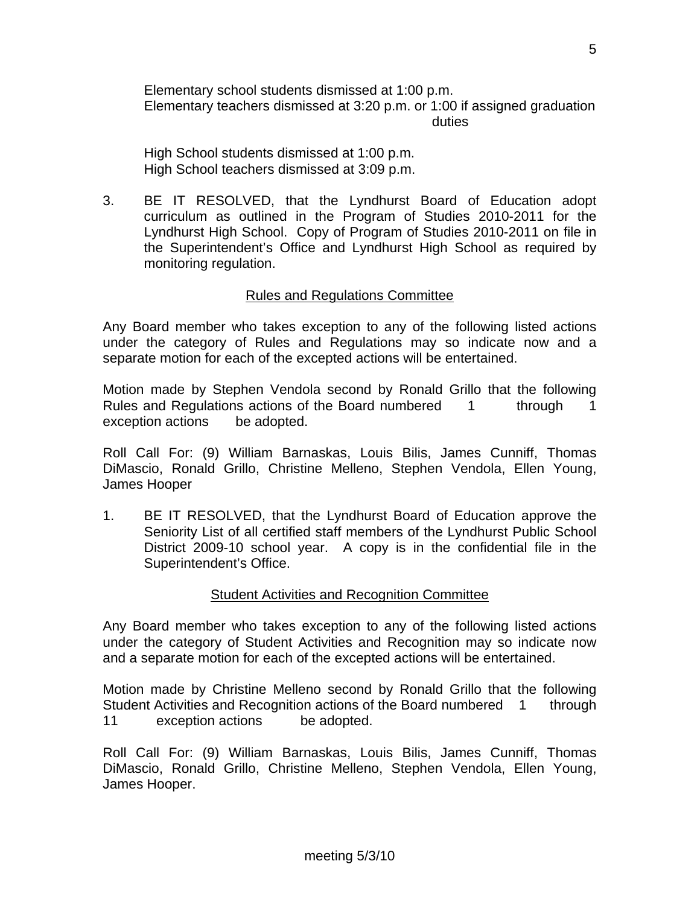Elementary school students dismissed at 1:00 p.m.
Elementary teachers dismissed at 3:20 p.m. or 1:00 if assigned graduation duties

High School students dismissed at 1:00 p.m.
High School teachers dismissed at 3:09 p.m.

3. BE IT RESOLVED, that the Lyndhurst Board of Education adopt curriculum as outlined in the Program of Studies 2010-2011 for the Lyndhurst High School. Copy of Program of Studies 2010-2011 on file in the Superintendent's Office and Lyndhurst High School as required by monitoring regulation.

## Rules and Regulations Committee

Any Board member who takes exception to any of the following listed actions under the category of Rules and Regulations may so indicate now and a separate motion for each of the excepted actions will be entertained.

Motion made by Stephen Vendola second by Ronald Grillo that the following Rules and Regulations actions of the Board numbered 1 through 1 exception actions be adopted.

Roll Call For: (9) William Barnaskas, Louis Bilis, James Cunniff, Thomas DiMascio, Ronald Grillo, Christine Melleno, Stephen Vendola, Ellen Young, James Hooper

1. BE IT RESOLVED, that the Lyndhurst Board of Education approve the Seniority List of all certified staff members of the Lyndhurst Public School District 2009-10 school year. A copy is in the confidential file in the Superintendent's Office.

## Student Activities and Recognition Committee

Any Board member who takes exception to any of the following listed actions under the category of Student Activities and Recognition may so indicate now and a separate motion for each of the excepted actions will be entertained.

Motion made by Christine Melleno second by Ronald Grillo that the following Student Activities and Recognition actions of the Board numbered 1 through 11 exception actions be adopted.

Roll Call For: (9) William Barnaskas, Louis Bilis, James Cunniff, Thomas DiMascio, Ronald Grillo, Christine Melleno, Stephen Vendola, Ellen Young, James Hooper.

meeting 5/3/10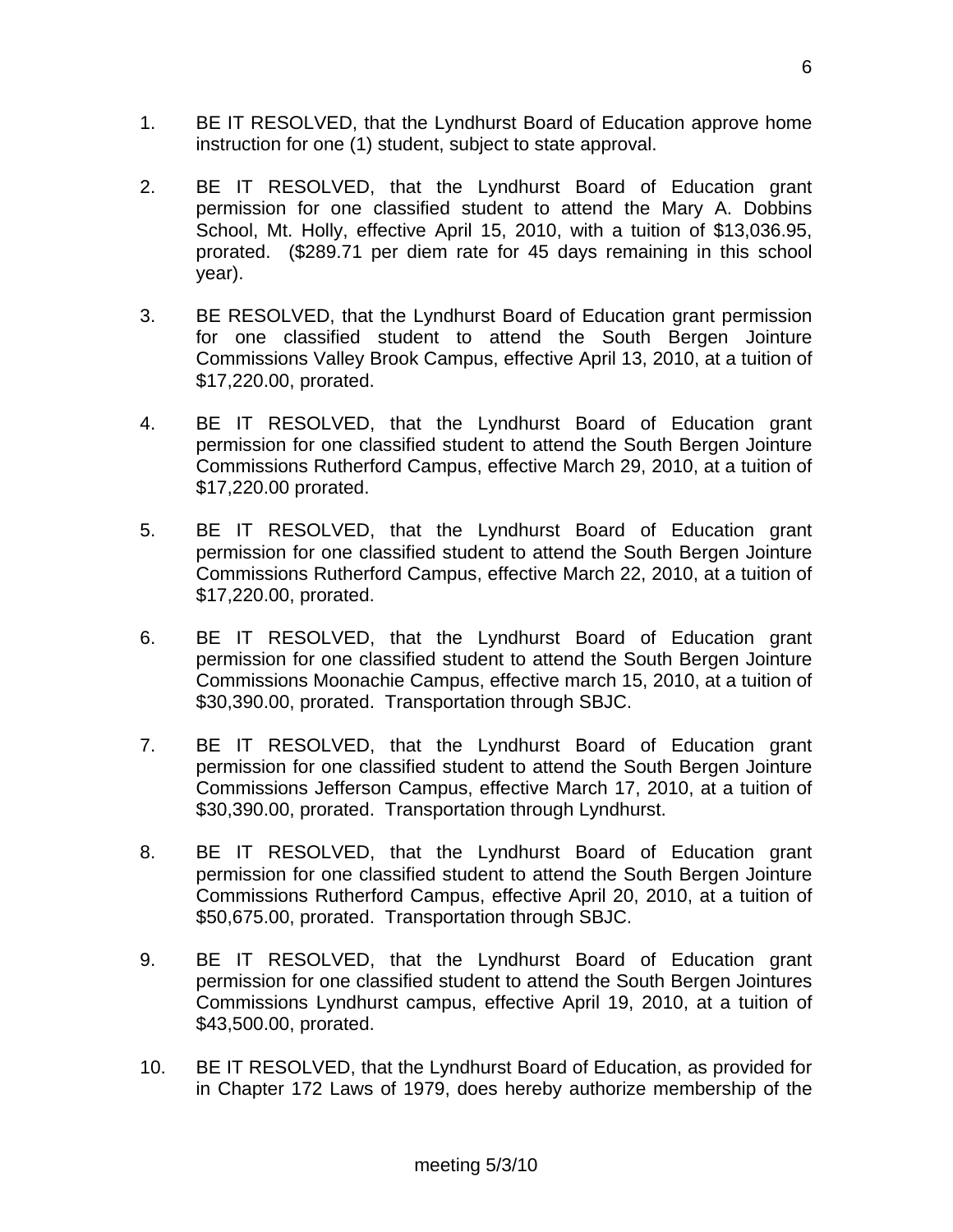1. BE IT RESOLVED, that the Lyndhurst Board of Education approve home instruction for one (1) student, subject to state approval.

2. BE IT RESOLVED, that the Lyndhurst Board of Education grant permission for one classified student to attend the Mary A. Dobbins School, Mt. Holly, effective April 15, 2010, with a tuition of $13,036.95, prorated. ($289.71 per diem rate for 45 days remaining in this school year).

3. BE RESOLVED, that the Lyndhurst Board of Education grant permission for one classified student to attend the South Bergen Jointure Commissions Valley Brook Campus, effective April 13, 2010, at a tuition of $17,220.00, prorated.

4. BE IT RESOLVED, that the Lyndhurst Board of Education grant permission for one classified student to attend the South Bergen Jointure Commissions Rutherford Campus, effective March 29, 2010, at a tuition of $17,220.00 prorated.

5. BE IT RESOLVED, that the Lyndhurst Board of Education grant permission for one classified student to attend the South Bergen Jointure Commissions Rutherford Campus, effective March 22, 2010, at a tuition of $17,220.00, prorated.

6. BE IT RESOLVED, that the Lyndhurst Board of Education grant permission for one classified student to attend the South Bergen Jointure Commissions Moonachie Campus, effective march 15, 2010, at a tuition of $30,390.00, prorated. Transportation through SBJC.

7. BE IT RESOLVED, that the Lyndhurst Board of Education grant permission for one classified student to attend the South Bergen Jointure Commissions Jefferson Campus, effective March 17, 2010, at a tuition of $30,390.00, prorated. Transportation through Lyndhurst.

8. BE IT RESOLVED, that the Lyndhurst Board of Education grant permission for one classified student to attend the South Bergen Jointure Commissions Rutherford Campus, effective April 20, 2010, at a tuition of $50,675.00, prorated. Transportation through SBJC.

9. BE IT RESOLVED, that the Lyndhurst Board of Education grant permission for one classified student to attend the South Bergen Jointures Commissions Lyndhurst campus, effective April 19, 2010, at a tuition of $43,500.00, prorated.

10. BE IT RESOLVED, that the Lyndhurst Board of Education, as provided for in Chapter 172 Laws of 1979, does hereby authorize membership of the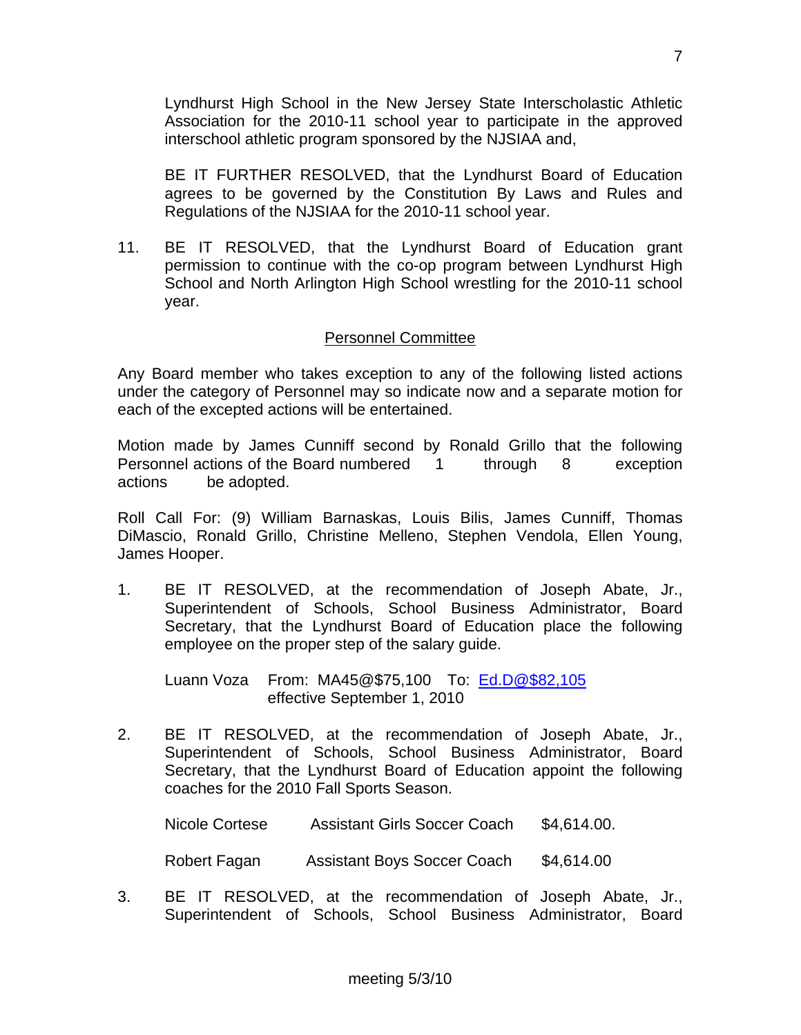Lyndhurst High School in the New Jersey State Interscholastic Athletic Association for the 2010-11 school year to participate in the approved interschool athletic program sponsored by the NJSIAA and,

BE IT FURTHER RESOLVED, that the Lyndhurst Board of Education agrees to be governed by the Constitution By Laws and Rules and Regulations of the NJSIAA for the 2010-11 school year.

11. BE IT RESOLVED, that the Lyndhurst Board of Education grant permission to continue with the co-op program between Lyndhurst High School and North Arlington High School wrestling for the 2010-11 school year.

## Personnel Committee

Any Board member who takes exception to any of the following listed actions under the category of Personnel may so indicate now and a separate motion for each of the excepted actions will be entertained.

Motion made by James Cunniff second by Ronald Grillo that the following Personnel actions of the Board numbered 1 through 8 exception actions be adopted.

Roll Call For: (9) William Barnaskas, Louis Bilis, James Cunniff, Thomas DiMascio, Ronald Grillo, Christine Melleno, Stephen Vendola, Ellen Young, James Hooper.

1. BE IT RESOLVED, at the recommendation of Joseph Abate, Jr., Superintendent of Schools, School Business Administrator, Board Secretary, that the Lyndhurst Board of Education place the following employee on the proper step of the salary guide.

   Luann Voza From: MA45@$75,100 To: Ed.D@$82,105
   effective September 1, 2010

2. BE IT RESOLVED, at the recommendation of Joseph Abate, Jr., Superintendent of Schools, School Business Administrator, Board Secretary, that the Lyndhurst Board of Education appoint the following coaches for the 2010 Fall Sports Season.

   | | | |
   |---|---|---|
   | Nicole Cortese | Assistant Girls Soccer Coach | $4,614.00. |
   | Robert Fagan | Assistant Boys Soccer Coach | $4,614.00 |

3. BE IT RESOLVED, at the recommendation of Joseph Abate, Jr., Superintendent of Schools, School Business Administrator, Board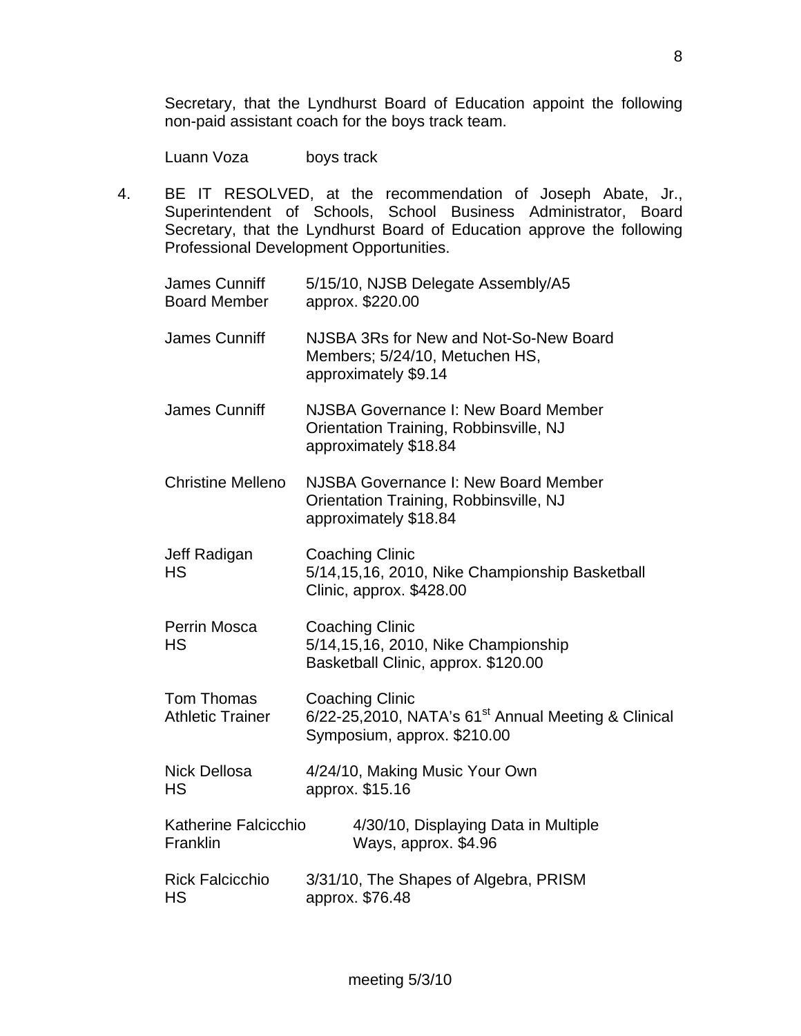Secretary, that the Lyndhurst Board of Education appoint the following non-paid assistant coach for the boys track team.

| | |
|---|---|
| Luann Voza | boys track |

4. BE IT RESOLVED, at the recommendation of Joseph Abate, Jr., Superintendent of Schools, School Business Administrator, Board Secretary, that the Lyndhurst Board of Education approve the following Professional Development Opportunities.

| | |
|---|---|
| James Cunniff<br>Board Member | 5/15/10, NJSB Delegate Assembly/A5<br>approx. $220.00 |
| James Cunniff | NJSBA 3Rs for New and Not-So-New Board Members; 5/24/10, Metuchen HS, approximately $9.14 |
| James Cunniff | NJSBA Governance I: New Board Member Orientation Training, Robbinsville, NJ approximately $18.84 |
| Christine Melleno | NJSBA Governance I: New Board Member Orientation Training, Robbinsville, NJ approximately $18.84 |
| Jeff Radigan<br>HS | Coaching Clinic<br>5/14,15,16, 2010, Nike Championship Basketball Clinic, approx. $428.00 |
| Perrin Mosca<br>HS | Coaching Clinic<br>5/14,15,16, 2010, Nike Championship Basketball Clinic, approx. $120.00 |
| Tom Thomas<br>Athletic Trainer | Coaching Clinic<br>6/22-25,2010, NATA's 61st Annual Meeting & Clinical Symposium, approx. $210.00 |
| Nick Dellosa<br>HS | 4/24/10, Making Music Your Own<br>approx. $15.16 |
| Katherine Falcicchio<br>Franklin | 4/30/10, Displaying Data in Multiple Ways, approx. $4.96 |
| Rick Falcicchio<br>HS | 3/31/10, The Shapes of Algebra, PRISM<br>approx. $76.48 |

meeting 5/3/10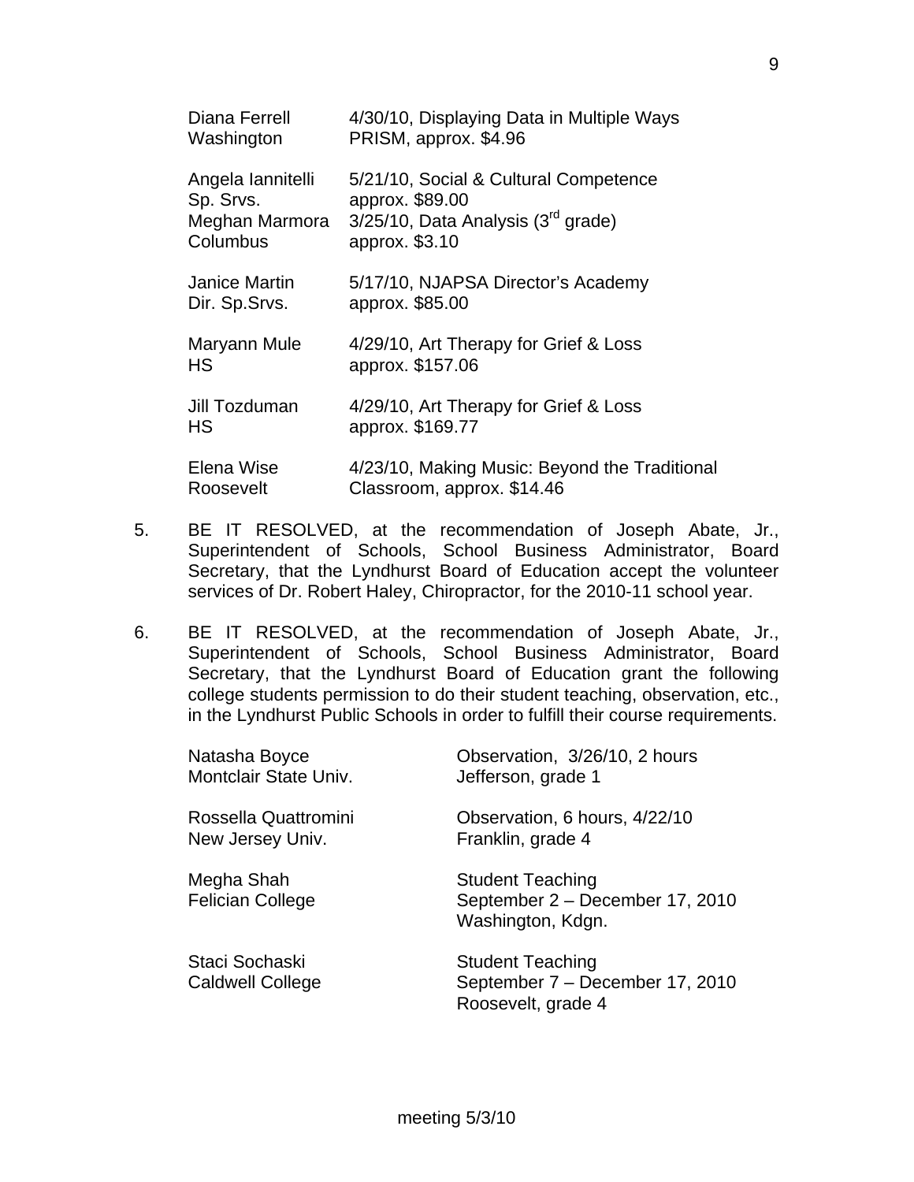| | |
|---|---|
| Diana Ferrell<br>Washington | 4/30/10, Displaying Data in Multiple Ways<br>PRISM, approx. $4.96 |
| Angela Iannitelli<br>Sp. Srvs. | 5/21/10, Social & Cultural Competence<br>approx. $89.00 |
| Meghan Marmora<br>Columbus | 3/25/10, Data Analysis (3rd grade)<br>approx. $3.10 |
| Janice Martin<br>Dir. Sp.Srvs. | 5/17/10, NJAPSA Director's Academy<br>approx. $85.00 |
| Maryann Mule<br>HS | 4/29/10, Art Therapy for Grief & Loss<br>approx. $157.06 |
| Jill Tozduman<br>HS | 4/29/10, Art Therapy for Grief & Loss<br>approx. $169.77 |
| Elena Wise<br>Roosevelt | 4/23/10, Making Music: Beyond the Traditional<br>Classroom, approx. $14.46 |

5. BE IT RESOLVED, at the recommendation of Joseph Abate, Jr., Superintendent of Schools, School Business Administrator, Board Secretary, that the Lyndhurst Board of Education accept the volunteer services of Dr. Robert Haley, Chiropractor, for the 2010-11 school year.

6. BE IT RESOLVED, at the recommendation of Joseph Abate, Jr., Superintendent of Schools, School Business Administrator, Board Secretary, that the Lyndhurst Board of Education grant the following college students permission to do their student teaching, observation, etc., in the Lyndhurst Public Schools in order to fulfill their course requirements.

| | |
|---|---|
| Natasha Boyce<br>Montclair State Univ. | Observation, 3/26/10, 2 hours<br>Jefferson, grade 1 |
| Rossella Quattromini<br>New Jersey Univ. | Observation, 6 hours, 4/22/10<br>Franklin, grade 4 |
| Megha Shah<br>Felician College | Student Teaching<br>September 2 – December 17, 2010<br>Washington, Kdgn. |
| Staci Sochaski<br>Caldwell College | Student Teaching<br>September 7 – December 17, 2010<br>Roosevelt, grade 4 |

meeting 5/3/10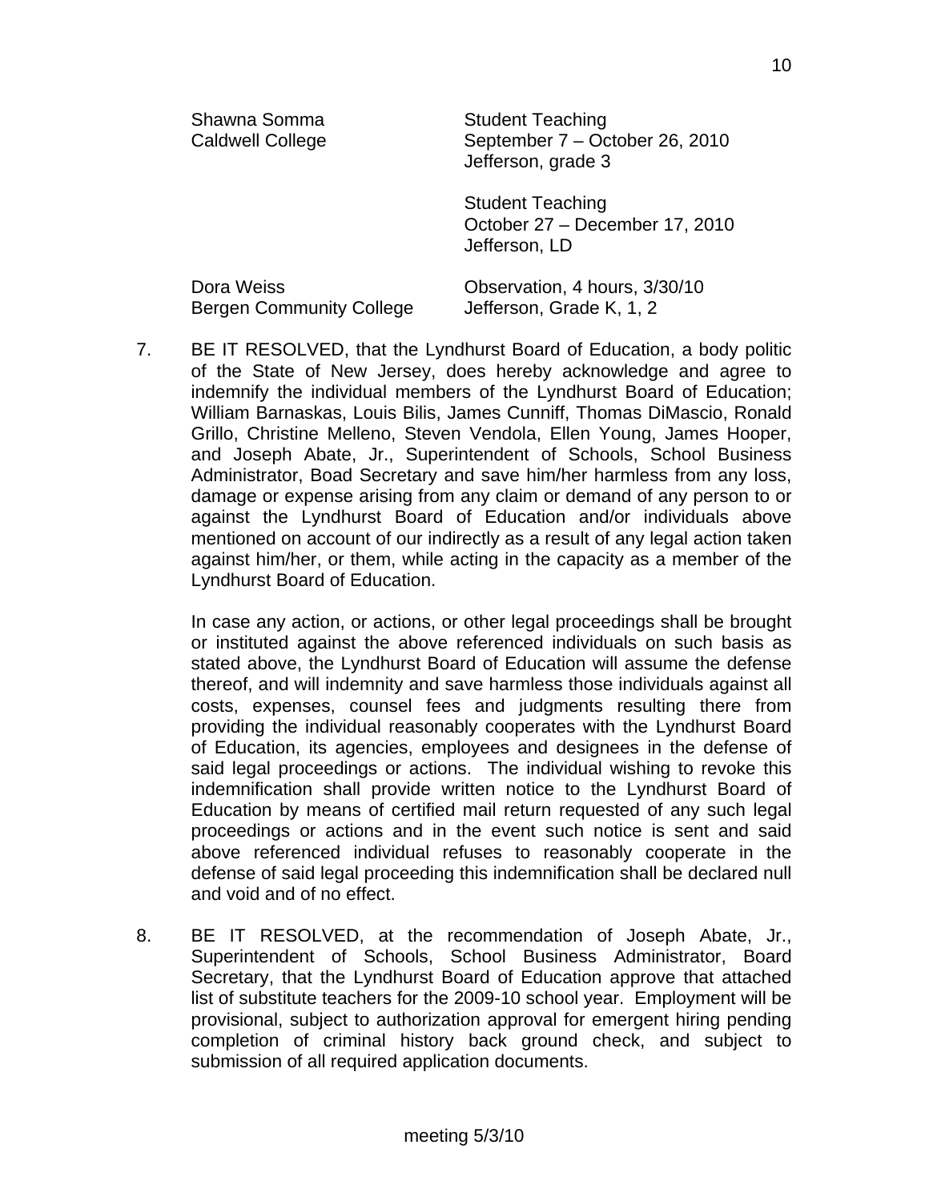| | |
|---|---|
| Shawna Somma<br>Caldwell College | Student Teaching<br>September 7 – October 26, 2010<br>Jefferson, grade 3 |
| | Student Teaching<br>October 27 – December 17, 2010<br>Jefferson, LD |
| Dora Weiss<br>Bergen Community College | Observation, 4 hours, 3/30/10<br>Jefferson, Grade K, 1, 2 |

7. BE IT RESOLVED, that the Lyndhurst Board of Education, a body politic of the State of New Jersey, does hereby acknowledge and agree to indemnify the individual members of the Lyndhurst Board of Education; William Barnaskas, Louis Bilis, James Cunniff, Thomas DiMascio, Ronald Grillo, Christine Melleno, Steven Vendola, Ellen Young, James Hooper, and Joseph Abate, Jr., Superintendent of Schools, School Business Administrator, Boad Secretary and save him/her harmless from any loss, damage or expense arising from any claim or demand of any person to or against the Lyndhurst Board of Education and/or individuals above mentioned on account of our indirectly as a result of any legal action taken against him/her, or them, while acting in the capacity as a member of the Lyndhurst Board of Education.

   In case any action, or actions, or other legal proceedings shall be brought or instituted against the above referenced individuals on such basis as stated above, the Lyndhurst Board of Education will assume the defense thereof, and will indemnity and save harmless those individuals against all costs, expenses, counsel fees and judgments resulting there from providing the individual reasonably cooperates with the Lyndhurst Board of Education, its agencies, employees and designees in the defense of said legal proceedings or actions. The individual wishing to revoke this indemnification shall provide written notice to the Lyndhurst Board of Education by means of certified mail return requested of any such legal proceedings or actions and in the event such notice is sent and said above referenced individual refuses to reasonably cooperate in the defense of said legal proceeding this indemnification shall be declared null and void and of no effect.

8. BE IT RESOLVED, at the recommendation of Joseph Abate, Jr., Superintendent of Schools, School Business Administrator, Board Secretary, that the Lyndhurst Board of Education approve that attached list of substitute teachers for the 2009-10 school year. Employment will be provisional, subject to authorization approval for emergent hiring pending completion of criminal history back ground check, and subject to submission of all required application documents.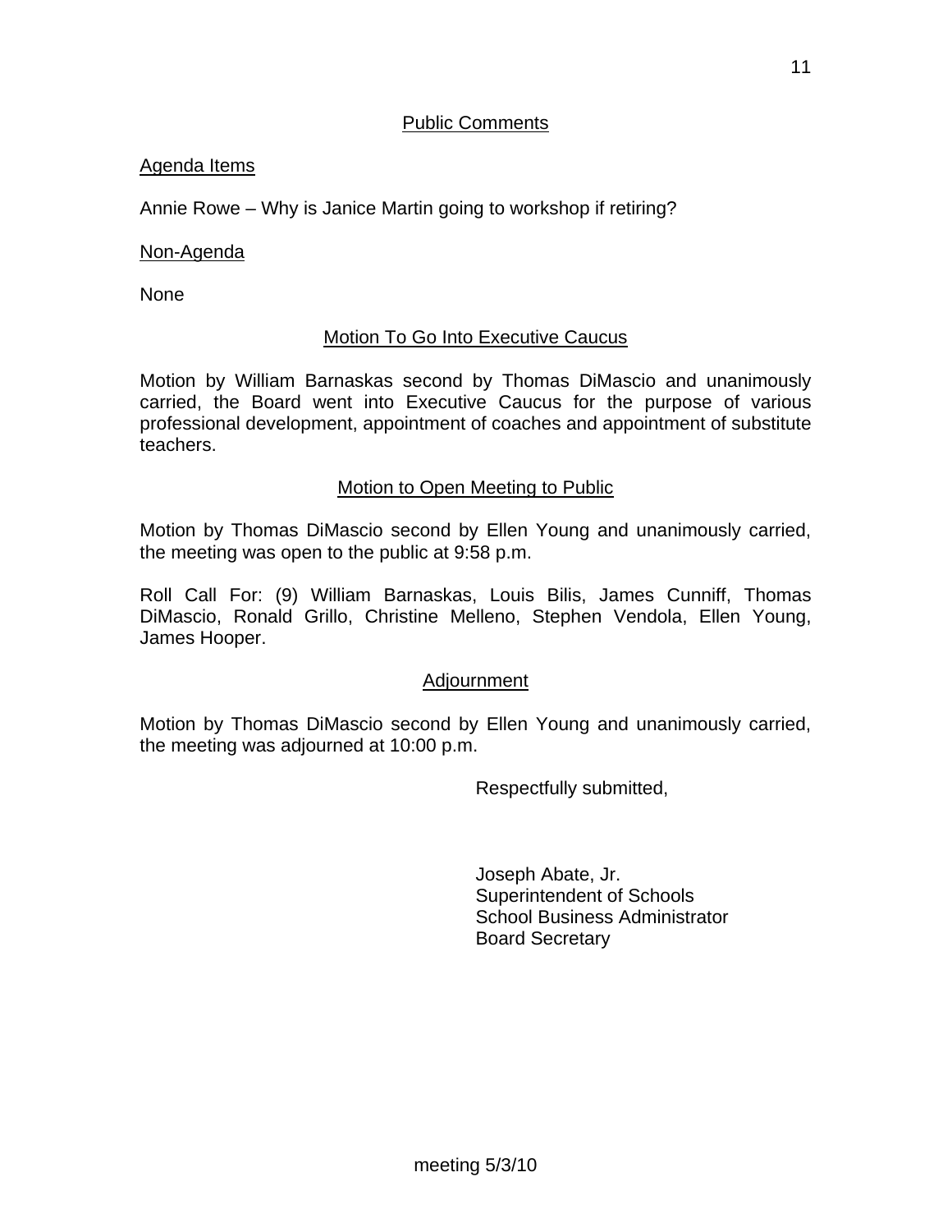## Public Comments

### Agenda Items

Annie Rowe – Why is Janice Martin going to workshop if retiring?

### Non-Agenda

None

## Motion To Go Into Executive Caucus

Motion by William Barnaskas second by Thomas DiMascio and unanimously carried, the Board went into Executive Caucus for the purpose of various professional development, appointment of coaches and appointment of substitute teachers.

## Motion to Open Meeting to Public

Motion by Thomas DiMascio second by Ellen Young and unanimously carried, the meeting was open to the public at 9:58 p.m.

Roll Call For: (9) William Barnaskas, Louis Bilis, James Cunniff, Thomas DiMascio, Ronald Grillo, Christine Melleno, Stephen Vendola, Ellen Young, James Hooper.

## Adjournment

Motion by Thomas DiMascio second by Ellen Young and unanimously carried, the meeting was adjourned at 10:00 p.m.

Respectfully submitted,

Joseph Abate, Jr.
Superintendent of Schools
School Business Administrator
Board Secretary

meeting 5/3/10